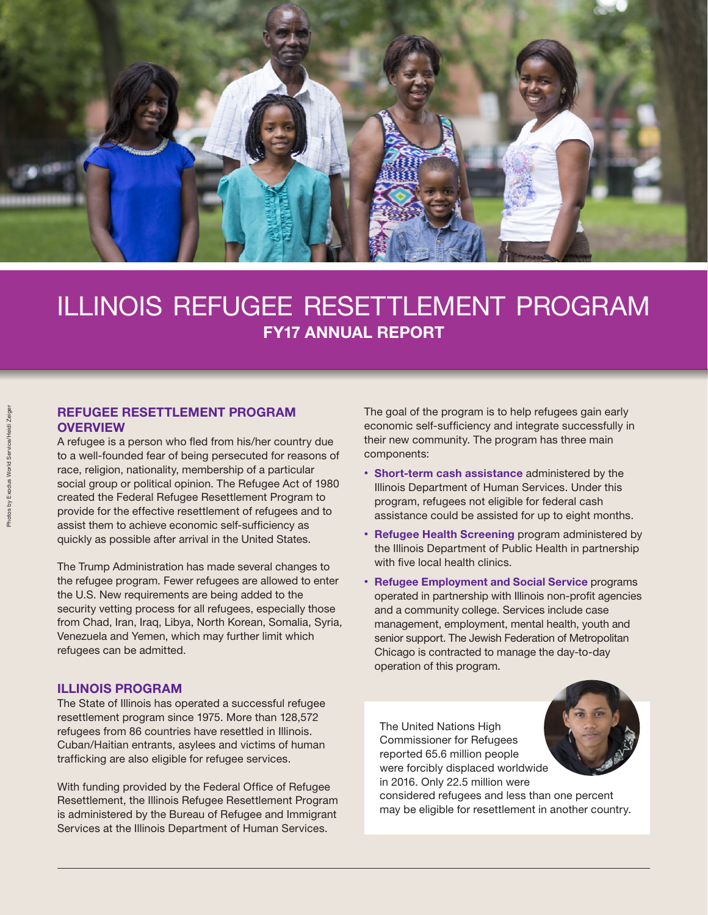# ILLINOIS REFUGEE RESETTLEMENT PROGRAM

## FY17 ANNUAL REPORT

Photos by Exodus World Service/Heidi Zeiger

### REFUGEE RESETTLEMENT PROGRAM OVERVIEW

A refugee is a person who fled from his/her country due to a well-founded fear of being persecuted for reasons of race, religion, nationality, membership of a particular social group or political opinion. The Refugee Act of 1980 created the Federal Refugee Resettlement Program to provide for the effective resettlement of refugees and to assist them to achieve economic self-sufficiency as quickly as possible after arrival in the United States.

The Trump Administration has made several changes to the refugee program. Fewer refugees are allowed to enter the U.S. New requirements are being added to the security vetting process for all refugees, especially those from Chad, Iran, Iraq, Libya, North Korean, Somalia, Syria, Venezuela and Yemen, which may further limit which refugees can be admitted.

### ILLINOIS PROGRAM

The State of Illinois has operated a successful refugee resettlement program since 1975. More than 128,572 refugees from 86 countries have resettled in Illinois. Cuban/Haitian entrants, asylees and victims of human trafficking are also eligible for refugee services.

With funding provided by the Federal Office of Refugee Resettlement, the Illinois Refugee Resettlement Program is administered by the Bureau of Refugee and Immigrant Services at the Illinois Department of Human Services.

The goal of the program is to help refugees gain early economic self-sufficiency and integrate successfully in their new community. The program has three main components:

- **Short-term cash assistance** administered by the Illinois Department of Human Services. Under this program, refugees not eligible for federal cash assistance could be assisted for up to eight months.
- **Refugee Health Screening** program administered by the Illinois Department of Public Health in partnership with five local health clinics.
- **Refugee Employment and Social Service** programs operated in partnership with Illinois non-profit agencies and a community college. Services include case management, employment, mental health, youth and senior support. The Jewish Federation of Metropolitan Chicago is contracted to manage the day-to-day operation of this program.

The United Nations High Commissioner for Refugees reported 65.6 million people were forcibly displaced worldwide in 2016. Only 22.5 million were considered refugees and less than one percent may be eligible for resettlement in another country.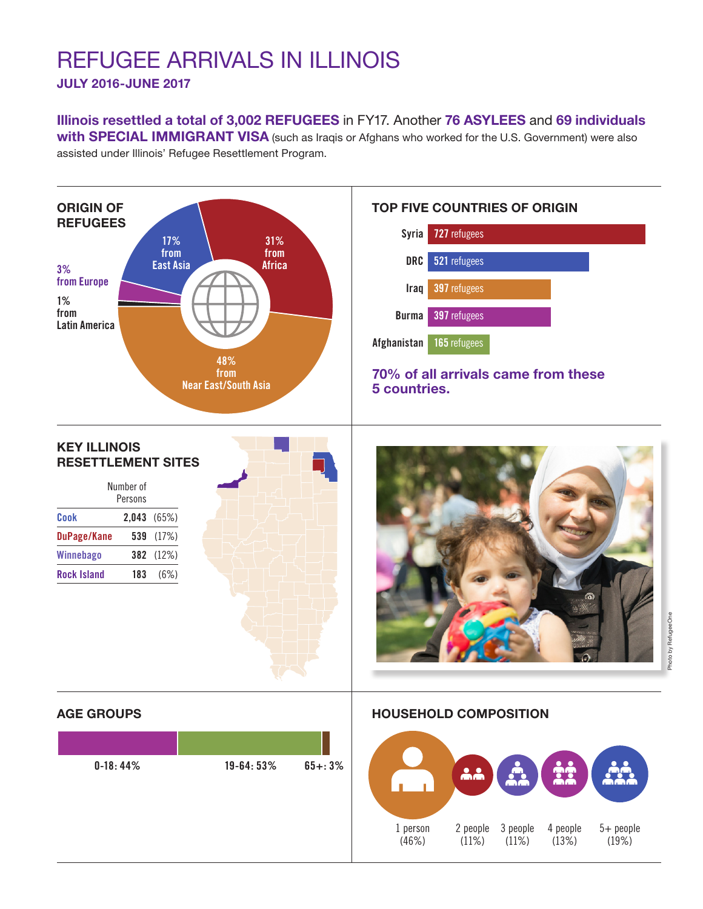# REFUGEE ARRIVALS IN ILLINOIS

**JULY 2016-JUNE 2017**

**Illinois resettled a total of 3,002 REFUGEES** in FY17. Another **76 ASYLEES** and **69 individuals with SPECIAL IMMIGRANT VISA** (such as Iraqis or Afghans who worked for the U.S. Government) were also assisted under Illinois' Refugee Resettlement Program.

## ORIGIN OF REFUGEES

17% from East Asia

31% from Africa

3% from Europe

1% from Latin America

48% from Near East/South Asia

## TOP FIVE COUNTRIES OF ORIGIN

Syria 727 refugees

DRC 521 refugees

Iraq 397 refugees

Burma 397 refugees

Afghanistan 165 refugees

**70% of all arrivals came from these 5 countries.**

## KEY ILLINOIS RESETTLEMENT SITES

| | Number of Persons | |
|---|---|---|
| Cook | 2,043 | (65%) |
| DuPage/Kane | 539 | (17%) |
| Winnebago | 382 | (12%) |
| Rock Island | 183 | (6%) |

Photo by RefugeeOne

## AGE GROUPS

0-18: 44%

19-64: 53%

65+: 3%

## HOUSEHOLD COMPOSITION

1 person (46%)

2 people (11%)

3 people (11%)

4 people (13%)

5+ people (19%)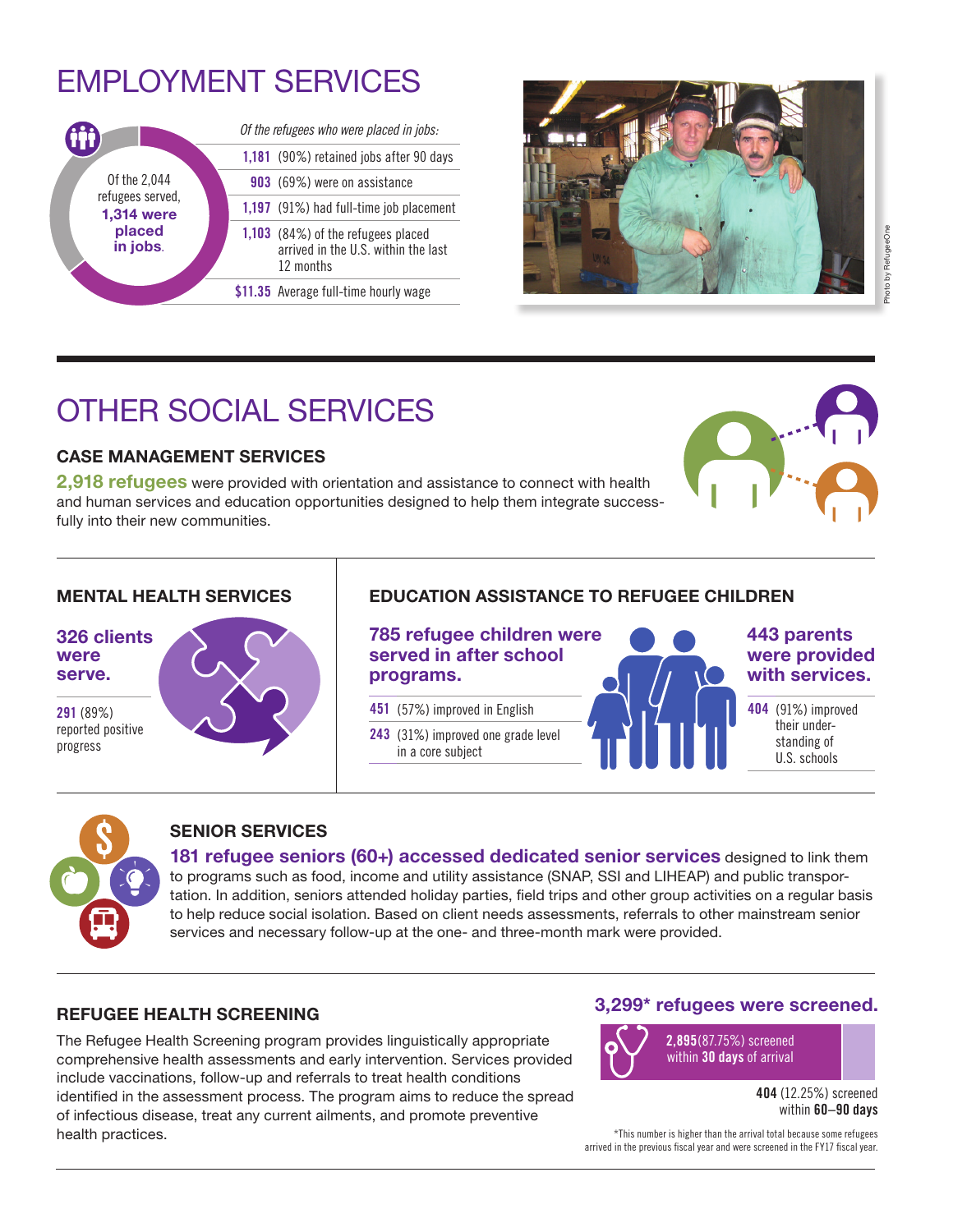# EMPLOYMENT SERVICES

Of the 2,044 refugees served, **1,314 were placed in jobs.**

*Of the refugees who were placed in jobs:*

- **1,181** (90%) retained jobs after 90 days
- **903** (69%) were on assistance
- **1,197** (91%) had full-time job placement
- **1,103** (84%) of the refugees placed arrived in the U.S. within the last 12 months
- **$11.35** Average full-time hourly wage

Photo by RefugeeOne

# OTHER SOCIAL SERVICES

### CASE MANAGEMENT SERVICES

**2,918 refugees** were provided with orientation and assistance to connect with health and human services and education opportunities designed to help them integrate successfully into their new communities.

### MENTAL HEALTH SERVICES

**326 clients were serve.**

**291** (89%) reported positive progress

### EDUCATION ASSISTANCE TO REFUGEE CHILDREN

**785 refugee children were served in after school programs.**

- **451** (57%) improved in English
- **243** (31%) improved one grade level in a core subject

**443 parents were provided with services.**

- **404** (91%) improved their understanding of U.S. schools

### SENIOR SERVICES

**181 refugee seniors (60+) accessed dedicated senior services** designed to link them to programs such as food, income and utility assistance (SNAP, SSI and LIHEAP) and public transportation. In addition, seniors attended holiday parties, field trips and other group activities on a regular basis to help reduce social isolation. Based on client needs assessments, referrals to other mainstream senior services and necessary follow-up at the one- and three-month mark were provided.

### REFUGEE HEALTH SCREENING

The Refugee Health Screening program provides linguistically appropriate comprehensive health assessments and early intervention. Services provided include vaccinations, follow-up and referrals to treat health conditions identified in the assessment process. The program aims to reduce the spread of infectious disease, treat any current ailments, and promote preventive health practices.

**3,299\* refugees were screened.**

**2,895** (87.75%) screened within **30 days** of arrival

**404** (12.25%) screened within **60–90 days**

*This number is higher than the arrival total because some refugees arrived in the previous fiscal year and were screened in the FY17 fiscal year.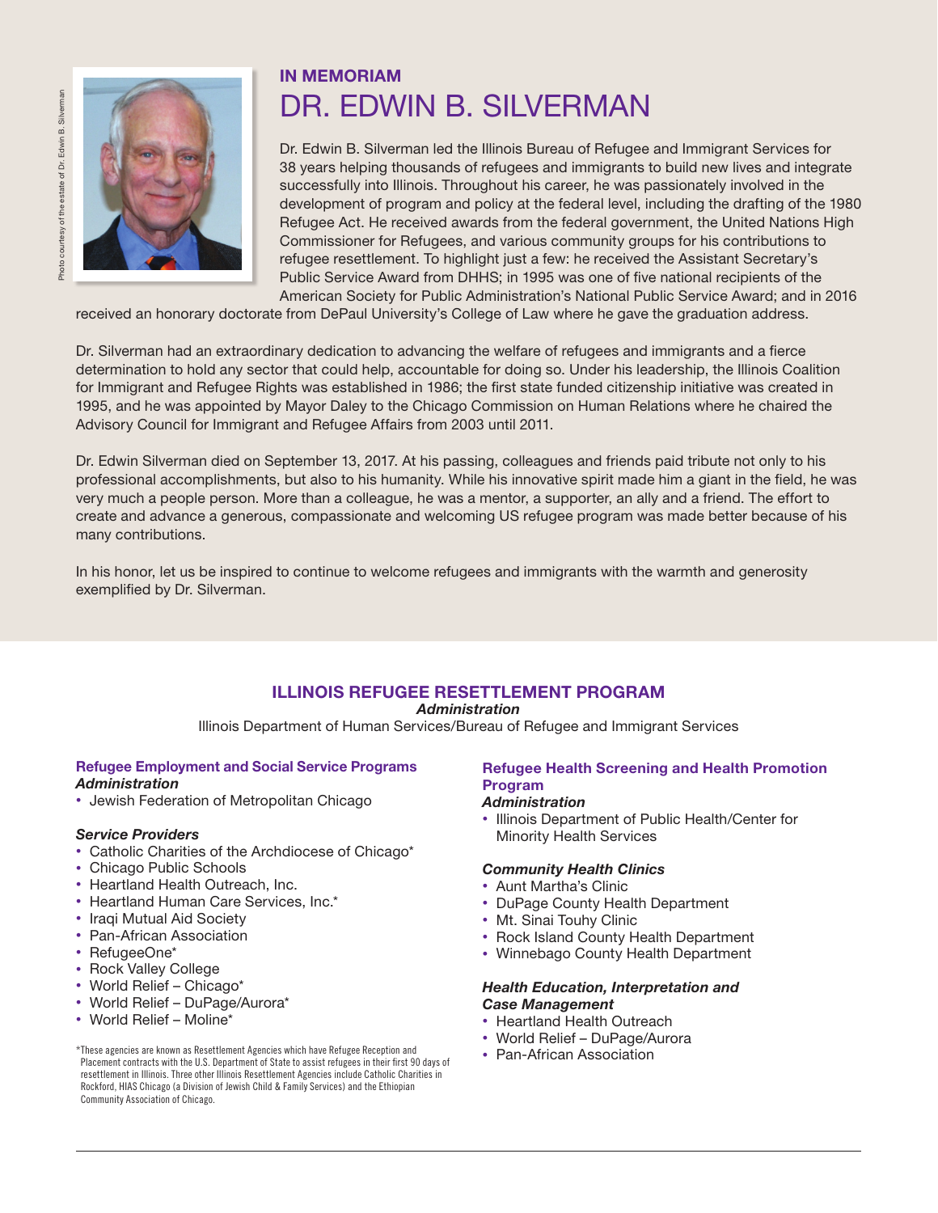Photo courtesy of the estate of Dr. Edwin B. Silverman

**IN MEMORIAM**

# DR. EDWIN B. SILVERMAN

Dr. Edwin B. Silverman led the Illinois Bureau of Refugee and Immigrant Services for 38 years helping thousands of refugees and immigrants to build new lives and integrate successfully into Illinois. Throughout his career, he was passionately involved in the development of program and policy at the federal level, including the drafting of the 1980 Refugee Act. He received awards from the federal government, the United Nations High Commissioner for Refugees, and various community groups for his contributions to refugee resettlement. To highlight just a few: he received the Assistant Secretary's Public Service Award from DHHS; in 1995 was one of five national recipients of the American Society for Public Administration's National Public Service Award; and in 2016 received an honorary doctorate from DePaul University's College of Law where he gave the graduation address.

Dr. Silverman had an extraordinary dedication to advancing the welfare of refugees and immigrants and a fierce determination to hold any sector that could help, accountable for doing so. Under his leadership, the Illinois Coalition for Immigrant and Refugee Rights was established in 1986; the first state funded citizenship initiative was created in 1995, and he was appointed by Mayor Daley to the Chicago Commission on Human Relations where he chaired the Advisory Council for Immigrant and Refugee Affairs from 2003 until 2011.

Dr. Edwin Silverman died on September 13, 2017. At his passing, colleagues and friends paid tribute not only to his professional accomplishments, but also to his humanity. While his innovative spirit made him a giant in the field, he was very much a people person. More than a colleague, he was a mentor, a supporter, an ally and a friend. The effort to create and advance a generous, compassionate and welcoming US refugee program was made better because of his many contributions.

In his honor, let us be inspired to continue to welcome refugees and immigrants with the warmth and generosity exemplified by Dr. Silverman.

## ILLINOIS REFUGEE RESETTLEMENT PROGRAM

***Administration***

Illinois Department of Human Services/Bureau of Refugee and Immigrant Services

### Refugee Employment and Social Service Programs

***Administration***

- Jewish Federation of Metropolitan Chicago

***Service Providers***

- Catholic Charities of the Archdiocese of Chicago*
- Chicago Public Schools
- Heartland Health Outreach, Inc.
- Heartland Human Care Services, Inc.*
- Iraqi Mutual Aid Society
- Pan-African Association
- RefugeeOne*
- Rock Valley College
- World Relief – Chicago*
- World Relief – DuPage/Aurora*
- World Relief – Moline*

*These agencies are known as Resettlement Agencies which have Refugee Reception and Placement contracts with the U.S. Department of State to assist refugees in their first 90 days of resettlement in Illinois. Three other Illinois Resettlement Agencies include Catholic Charities in Rockford, HIAS Chicago (a Division of Jewish Child & Family Services) and the Ethiopian Community Association of Chicago.

### Refugee Health Screening and Health Promotion Program

***Administration***

- Illinois Department of Public Health/Center for Minority Health Services

***Community Health Clinics***

- Aunt Martha's Clinic
- DuPage County Health Department
- Mt. Sinai Touhy Clinic
- Rock Island County Health Department
- Winnebago County Health Department

***Health Education, Interpretation and Case Management***

- Heartland Health Outreach
- World Relief – DuPage/Aurora
- Pan-African Association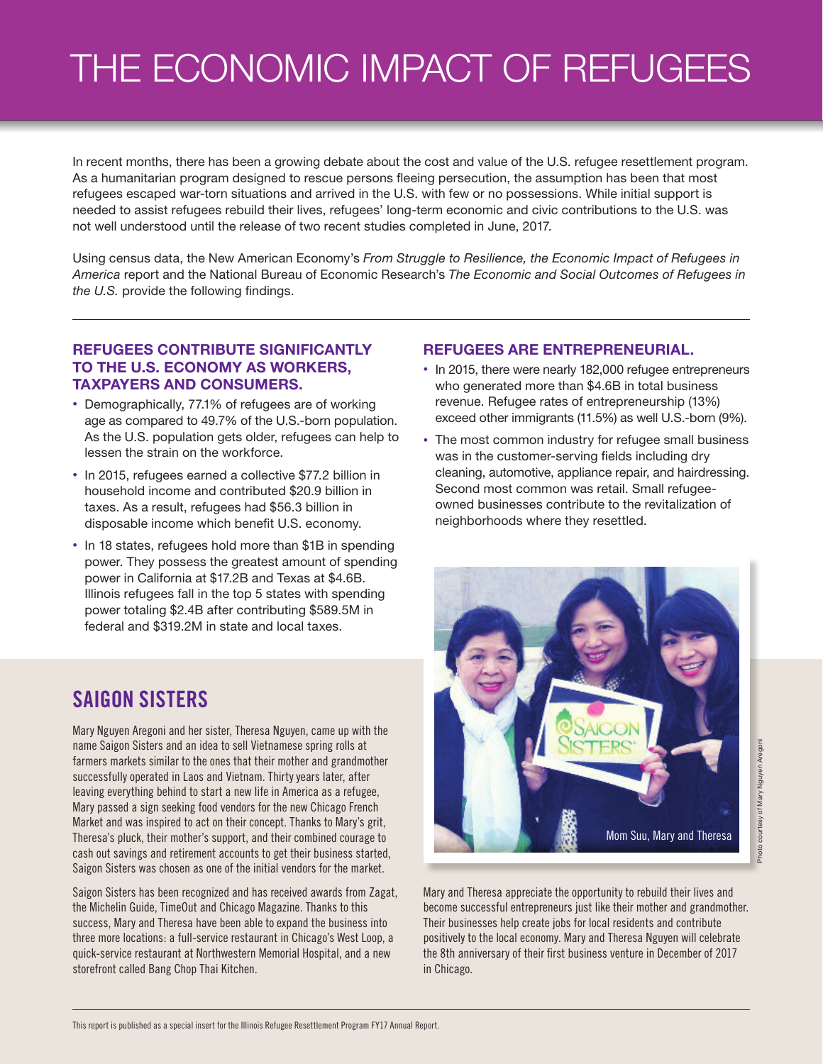# THE ECONOMIC IMPACT OF REFUGEES

In recent months, there has been a growing debate about the cost and value of the U.S. refugee resettlement program. As a humanitarian program designed to rescue persons fleeing persecution, the assumption has been that most refugees escaped war-torn situations and arrived in the U.S. with few or no possessions. While initial support is needed to assist refugees rebuild their lives, refugees' long-term economic and civic contributions to the U.S. was not well understood until the release of two recent studies completed in June, 2017.

Using census data, the New American Economy's *From Struggle to Resilience, the Economic Impact of Refugees in America* report and the National Bureau of Economic Research's *The Economic and Social Outcomes of Refugees in the U.S.* provide the following findings.

### REFUGEES CONTRIBUTE SIGNIFICANTLY TO THE U.S. ECONOMY AS WORKERS, TAXPAYERS AND CONSUMERS.

- Demographically, 77.1% of refugees are of working age as compared to 49.7% of the U.S.-born population. As the U.S. population gets older, refugees can help to lessen the strain on the workforce.
- In 2015, refugees earned a collective $77.2 billion in household income and contributed $20.9 billion in taxes. As a result, refugees had $56.3 billion in disposable income which benefit U.S. economy.
- In 18 states, refugees hold more than $1B in spending power. They possess the greatest amount of spending power in California at $17.2B and Texas at $4.6B. Illinois refugees fall in the top 5 states with spending power totaling $2.4B after contributing $589.5M in federal and $319.2M in state and local taxes.

### REFUGEES ARE ENTREPRENEURIAL.

- In 2015, there were nearly 182,000 refugee entrepreneurs who generated more than $4.6B in total business revenue. Refugee rates of entrepreneurship (13%) exceed other immigrants (11.5%) as well U.S.-born (9%).
- The most common industry for refugee small business was in the customer-serving fields including dry cleaning, automotive, appliance repair, and hairdressing. Second most common was retail. Small refugee-owned businesses contribute to the revitalization of neighborhoods where they resettled.

## SAIGON SISTERS

Mary Nguyen Aregoni and her sister, Theresa Nguyen, came up with the name Saigon Sisters and an idea to sell Vietnamese spring rolls at farmers markets similar to the ones that their mother and grandmother successfully operated in Laos and Vietnam. Thirty years later, after leaving everything behind to start a new life in America as a refugee, Mary passed a sign seeking food vendors for the new Chicago French Market and was inspired to act on their concept. Thanks to Mary's grit, Theresa's pluck, their mother's support, and their combined courage to cash out savings and retirement accounts to get their business started, Saigon Sisters was chosen as one of the initial vendors for the market.

Saigon Sisters has been recognized and has received awards from Zagat, the Michelin Guide, TimeOut and Chicago Magazine. Thanks to this success, Mary and Theresa have been able to expand the business into three more locations: a full-service restaurant in Chicago's West Loop, a quick-service restaurant at Northwestern Memorial Hospital, and a new storefront called Bang Chop Thai Kitchen.

Mom Suu, Mary and Theresa

Photo courtesy of Mary Nguyen Aregoni

Mary and Theresa appreciate the opportunity to rebuild their lives and become successful entrepreneurs just like their mother and grandmother. Their businesses help create jobs for local residents and contribute positively to the local economy. Mary and Theresa Nguyen will celebrate the 8th anniversary of their first business venture in December of 2017 in Chicago.

This report is published as a special insert for the Illinois Refugee Resettlement Program FY17 Annual Report.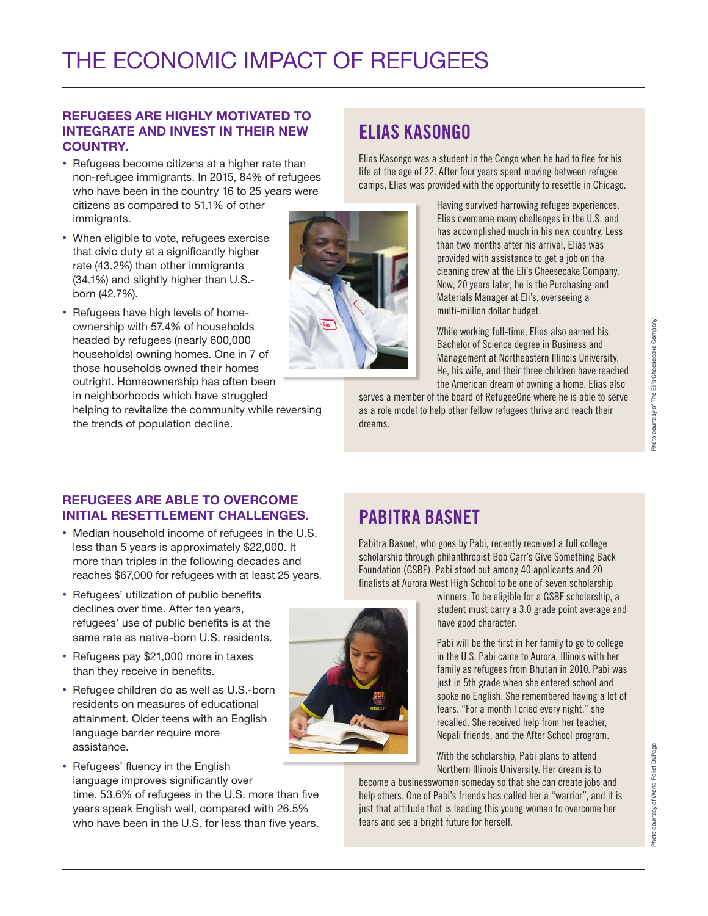# THE ECONOMIC IMPACT OF REFUGEES

### REFUGEES ARE HIGHLY MOTIVATED TO INTEGRATE AND INVEST IN THEIR NEW COUNTRY.

- Refugees become citizens at a higher rate than non-refugee immigrants. In 2015, 84% of refugees who have been in the country 16 to 25 years were citizens as compared to 51.1% of other immigrants.
- When eligible to vote, refugees exercise that civic duty at a significantly higher rate (43.2%) than other immigrants (34.1%) and slightly higher than U.S.-born (42.7%).
- Refugees have high levels of home-ownership with 57.4% of households headed by refugees (nearly 600,000 households) owning homes. One in 7 of those households owned their homes outright. Homeownership has often been in neighborhoods which have struggled helping to revitalize the community while reversing the trends of population decline.

## ELIAS KASONGO

Elias Kasongo was a student in the Congo when he had to flee for his life at the age of 22. After four years spent moving between refugee camps, Elias was provided with the opportunity to resettle in Chicago.

Having survived harrowing refugee experiences, Elias overcame many challenges in the U.S. and has accomplished much in his new country. Less than two months after his arrival, Elias was provided with assistance to get a job on the cleaning crew at the Eli's Cheesecake Company. Now, 20 years later, he is the Purchasing and Materials Manager at Eli's, overseeing a multi-million dollar budget.

While working full-time, Elias also earned his Bachelor of Science degree in Business and Management at Northeastern Illinois University. He, his wife, and their three children have reached the American dream of owning a home. Elias also serves a member of the board of RefugeeOne where he is able to serve as a role model to help other refugees thrive and reach their dreams.

Photo courtesy of The Eli's Cheesecake Company

### REFUGEES ARE ABLE TO OVERCOME INITIAL RESETTLEMENT CHALLENGES.

- Median household income of refugees in the U.S. less than 5 years is approximately $22,000. It more than triples in the following decades and reaches $67,000 for refugees with at least 25 years.
- Refugees' utilization of public benefits declines over time. After ten years, refugees' use of public benefits is at the same rate as native-born U.S. residents.
- Refugees pay $21,000 more in taxes than they receive in benefits.
- Refugee children do as well as U.S.-born residents on measures of educational attainment. Older teens with an English language barrier require more assistance.
- Refugees' fluency in the English language improves significantly over time. 53.6% of refugees in the U.S. more than five years speak English well, compared with 26.5% who have been in the U.S. for less than five years.

## PABITRA BASNET

Pabitra Basnet, who goes by Pabi, recently received a full college scholarship through philanthropist Bob Carr's Give Something Back Foundation (GSBF). Pabi stood out among 40 applicants and 20 finalists at Aurora West High School to be one of seven scholarship winners. To be eligible for a GSBF scholarship, a student must carry a 3.0 grade point average and have good character.

Pabi will be the first in her family to go to college in the U.S. Pabi came to Aurora, Illinois with her family as refugees from Bhutan in 2010. Pabi was just in 5th grade when she entered school and spoke no English. She remembered having a lot of fears. "For a month I cried every night," she recalled. She received help from her teacher, Nepali friends, and the After School program.

With the scholarship, Pabi plans to attend Northern Illinois University. Her dream is to become a businesswoman someday so that she can create jobs and help others. One of Pabi's friends has called her a "warrior", and it is just that attitude that is leading this young woman to overcome her fears and see a bright future for herself.

Photo courtesy of World Relief DuPage